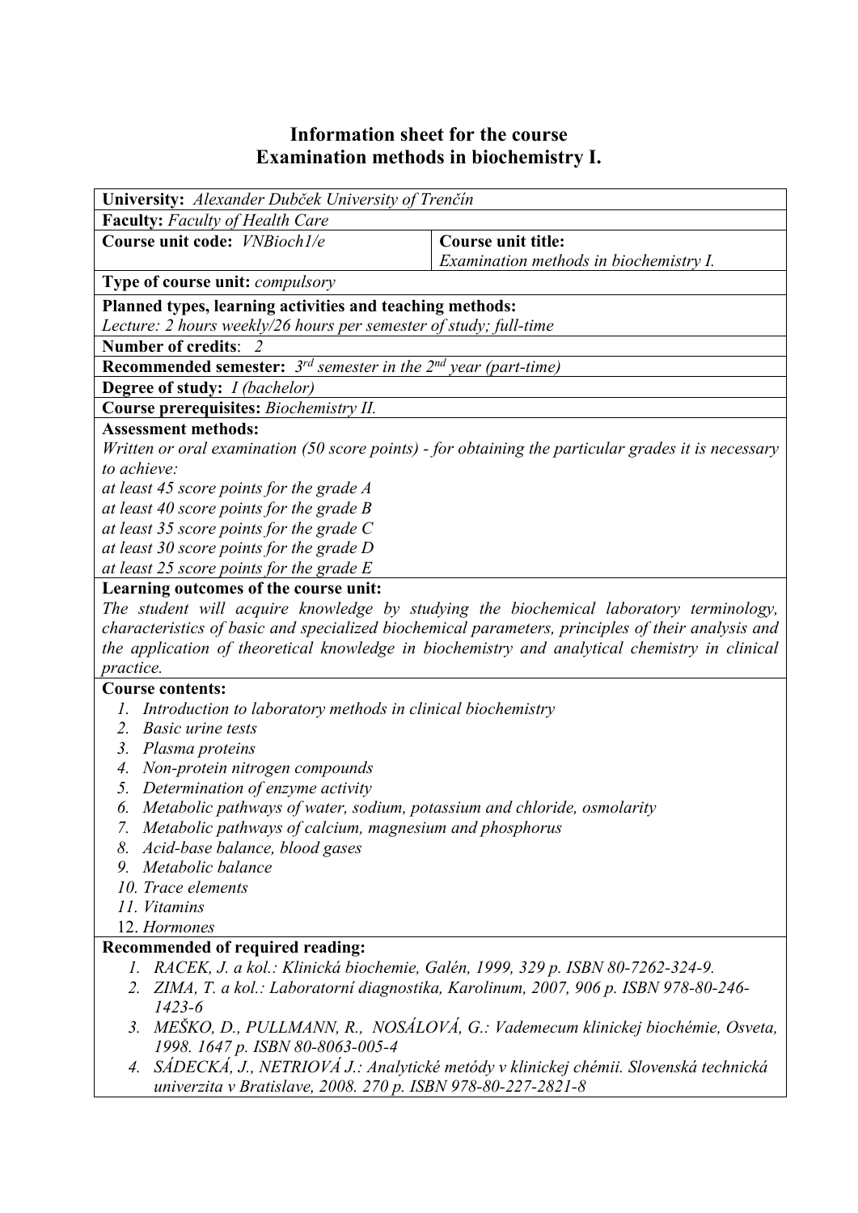# Information sheet for the course
# Examination methods in biochemistry I.

**University:** *Alexander Dubček University of Trenčín*

**Faculty:** *Faculty of Health Care*

| **Course unit code:** *VNBioch1/e* | **Course unit title:** *Examination methods in biochemistry I.* |
|---|---|

**Type of course unit:** *compulsory*

**Planned types, learning activities and teaching methods:**
*Lecture: 2 hours weekly/26 hours per semester of study; full-time*

**Number of credits**: *2*

**Recommended semester:** *3rd semester in the 2nd year (part-time)*

**Degree of study:** *I (bachelor)*

**Course prerequisites:** *Biochemistry II.*

**Assessment methods:**
*Written or oral examination (50 score points) - for obtaining the particular grades it is necessary to achieve:*
*at least 45 score points for the grade A*
*at least 40 score points for the grade B*
*at least 35 score points for the grade C*
*at least 30 score points for the grade D*
*at least 25 score points for the grade E*

**Learning outcomes of the course unit:**
*The student will acquire knowledge by studying the biochemical laboratory terminology, characteristics of basic and specialized biochemical parameters, principles of their analysis and the application of theoretical knowledge in biochemistry and analytical chemistry in clinical practice.*

**Course contents:**
1. *Introduction to laboratory methods in clinical biochemistry*
2. *Basic urine tests*
3. *Plasma proteins*
4. *Non-protein nitrogen compounds*
5. *Determination of enzyme activity*
6. *Metabolic pathways of water, sodium, potassium and chloride, osmolarity*
7. *Metabolic pathways of calcium, magnesium and phosphorus*
8. *Acid-base balance, blood gases*
9. *Metabolic balance*
10. *Trace elements*
11. *Vitamins*
12. *Hormones*

**Recommended of required reading:**
1. *RACEK, J. a kol.: Klinická biochemie, Galén, 1999, 329 p. ISBN 80-7262-324-9.*
2. *ZIMA, T. a kol.: Laboratorní diagnostika, Karolinum, 2007, 906 p. ISBN 978-80-246-1423-6*
3. *MEŠKO, D., PULLMANN, R., NOSÁLOVÁ, G.: Vademecum klinickej biochémie, Osveta, 1998. 1647 p. ISBN 80-8063-005-4*
4. *SÁDECKÁ, J., NETRIOVÁ J.: Analytické metódy v klinickej chémii. Slovenská technická univerzita v Bratislave, 2008. 270 p. ISBN 978-80-227-2821-8*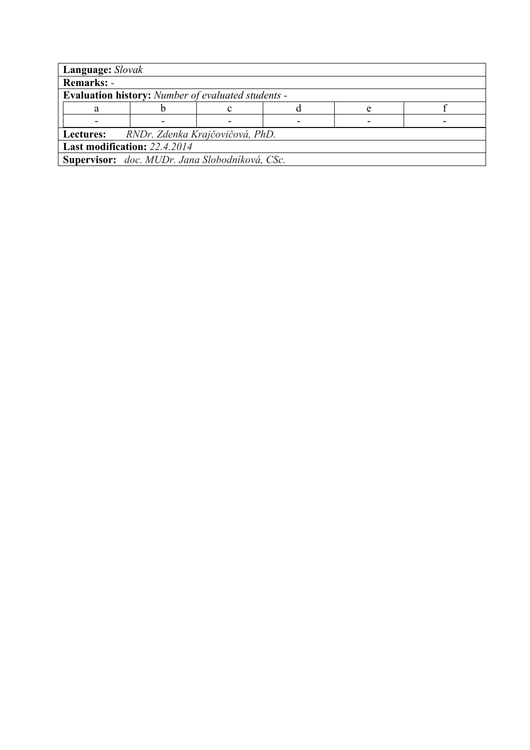**Language:** *Slovak*

**Remarks:** -

**Evaluation history:** *Number of evaluated students -*

| a | b | c | d | e | f |
|---|---|---|---|---|---|
| - | - | - | - | - | - |

**Lectures:** *RNDr. Zdenka Krajčovičová, PhD.*

**Last modification:** *22.4.2014*

**Supervisor:** *doc. MUDr. Jana Slobodníková, CSc.*